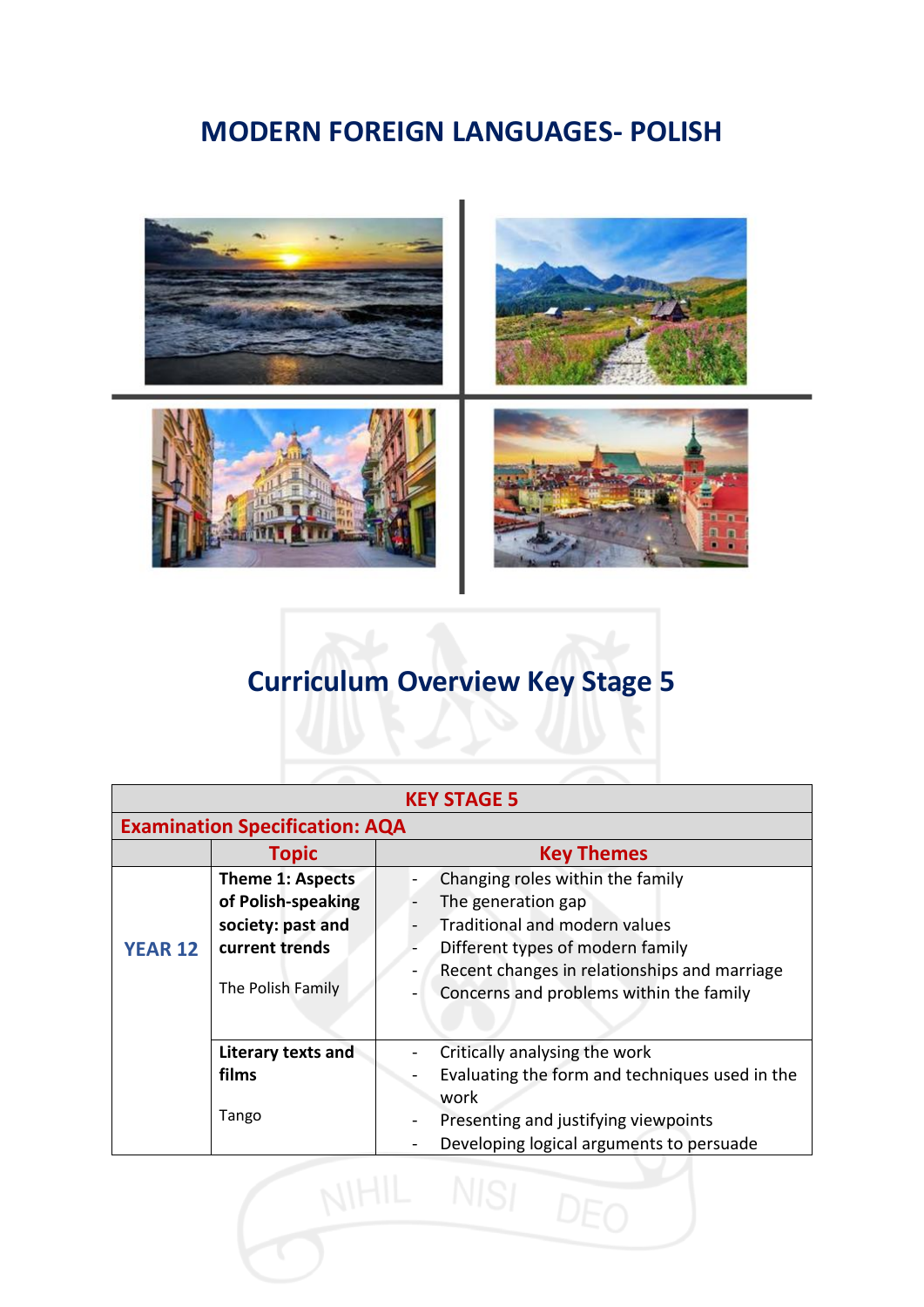# MODERN FOREIGN LANGUAGES- POLISH

## Curriculum Overview Key Stage 5

| KEY STAGE 5 | | |
|---|---|---|
| **Examination Specification: AQA** | | |
| | **Topic** | **Key Themes** |
| **YEAR 12** | **Theme 1: Aspects of Polish-speaking society: past and current trends**<br><br>The Polish Family | - Changing roles within the family<br>- The generation gap<br>- Traditional and modern values<br>- Different types of modern family<br>- Recent changes in relationships and marriage<br>- Concerns and problems within the family |
| | **Literary texts and films**<br><br>Tango | - Critically analysing the work<br>- Evaluating the form and techniques used in the work<br>- Presenting and justifying viewpoints<br>- Developing logical arguments to persuade |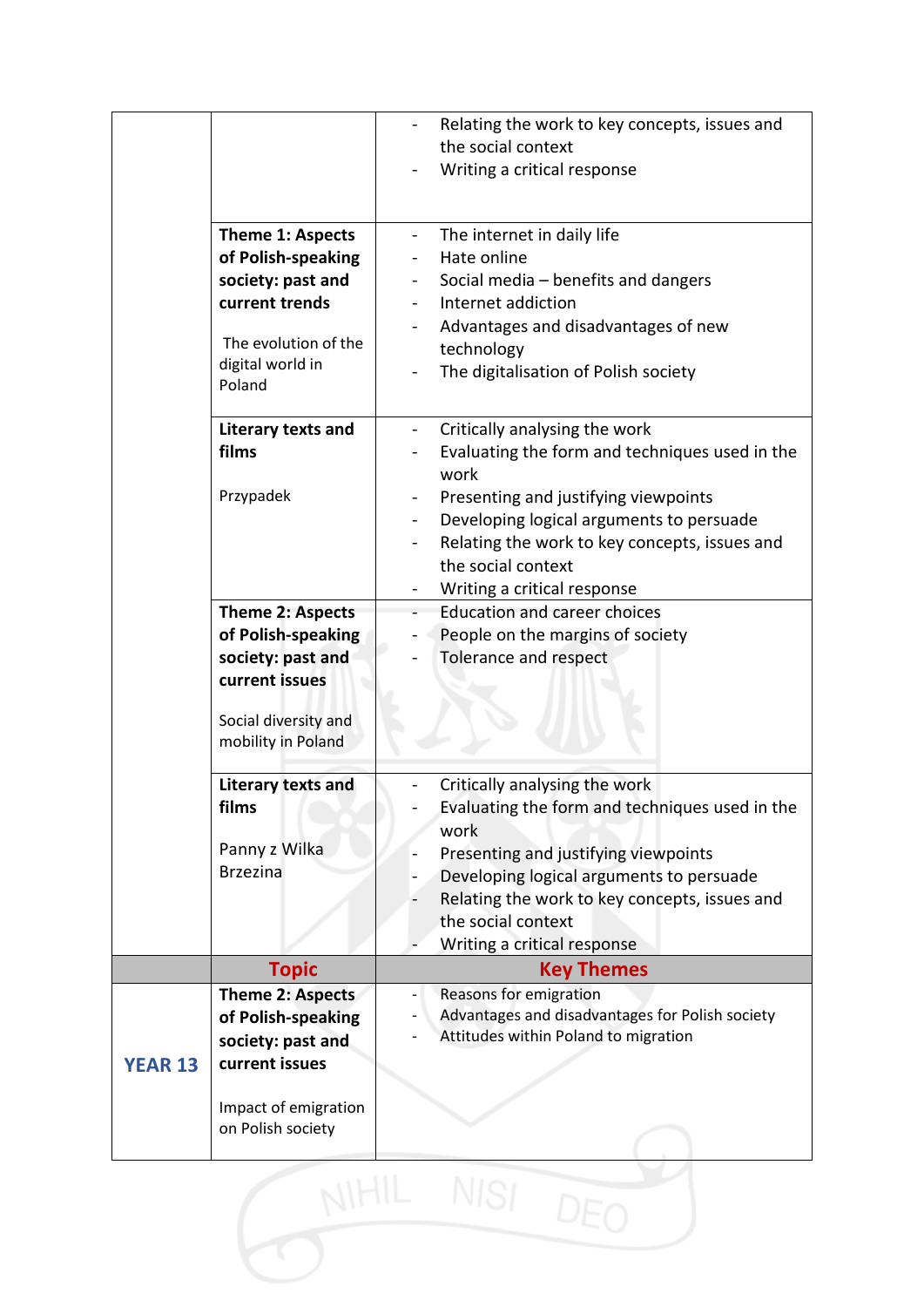| | | |
|---|---|---|
| | | - Relating the work to key concepts, issues and the social context<br>- Writing a critical response |
| | **Theme 1: Aspects of Polish-speaking society: past and current trends**<br><br>The evolution of the digital world in Poland | - The internet in daily life<br>- Hate online<br>- Social media – benefits and dangers<br>- Internet addiction<br>- Advantages and disadvantages of new technology<br>- The digitalisation of Polish society |
| | **Literary texts and films**<br><br>Przypadek | - Critically analysing the work<br>- Evaluating the form and techniques used in the work<br>- Presenting and justifying viewpoints<br>- Developing logical arguments to persuade<br>- Relating the work to key concepts, issues and the social context<br>- Writing a critical response |
| | **Theme 2: Aspects of Polish-speaking society: past and current issues**<br><br>Social diversity and mobility in Poland | - Education and career choices<br>- People on the margins of society<br>- Tolerance and respect |
| | **Literary texts and films**<br><br>Panny z Wilka<br>Brzezina | - Critically analysing the work<br>- Evaluating the form and techniques used in the work<br>- Presenting and justifying viewpoints<br>- Developing logical arguments to persuade<br>- Relating the work to key concepts, issues and the social context<br>- Writing a critical response |
| | **Topic** | **Key Themes** |
| **YEAR 13** | **Theme 2: Aspects of Polish-speaking society: past and current issues**<br><br>Impact of emigration on Polish society | - Reasons for emigration<br>- Advantages and disadvantages for Polish society<br>- Attitudes within Poland to migration |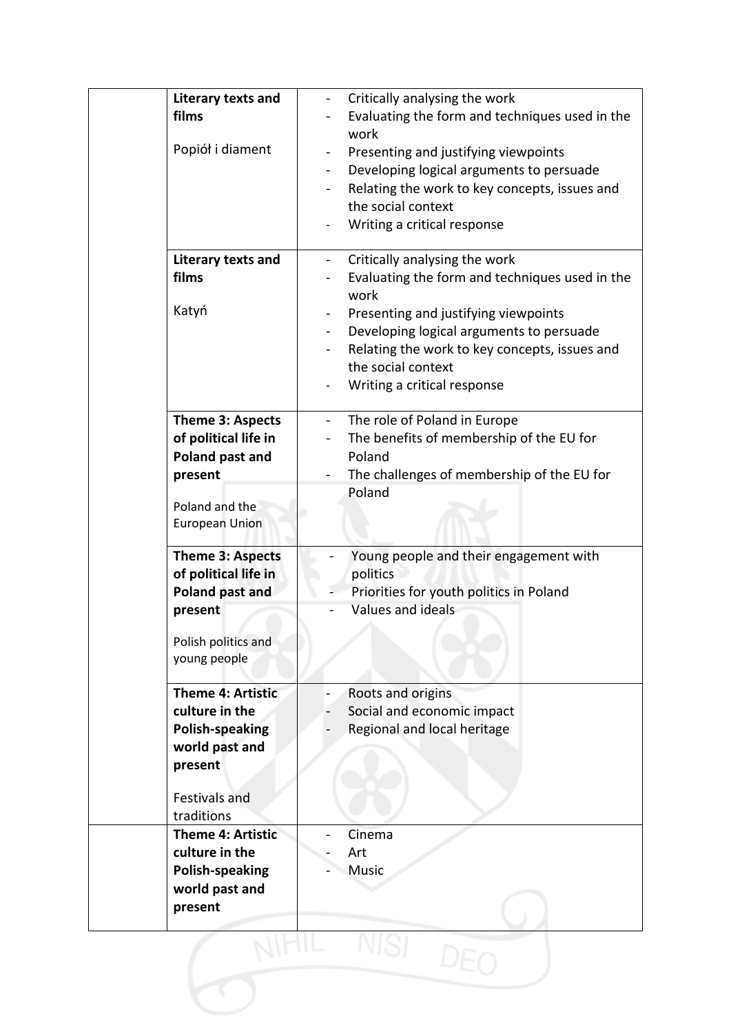| | | |
|---|---|---|
| | **Literary texts and films**<br><br>Popiół i diament | - Critically analysing the work<br>- Evaluating the form and techniques used in the work<br>- Presenting and justifying viewpoints<br>- Developing logical arguments to persuade<br>- Relating the work to key concepts, issues and the social context<br>- Writing a critical response |
| | **Literary texts and films**<br><br>Katyń | - Critically analysing the work<br>- Evaluating the form and techniques used in the work<br>- Presenting and justifying viewpoints<br>- Developing logical arguments to persuade<br>- Relating the work to key concepts, issues and the social context<br>- Writing a critical response |
| | **Theme 3: Aspects of political life in Poland past and present**<br><br>Poland and the European Union | - The role of Poland in Europe<br>- The benefits of membership of the EU for Poland<br>- The challenges of membership of the EU for Poland |
| | **Theme 3: Aspects of political life in Poland past and present**<br><br>Polish politics and young people | - Young people and their engagement with politics<br>- Priorities for youth politics in Poland<br>- Values and ideals |
| | **Theme 4: Artistic culture in the Polish-speaking world past and present**<br><br>Festivals and traditions | - Roots and origins<br>- Social and economic impact<br>- Regional and local heritage |
| | **Theme 4: Artistic culture in the Polish-speaking world past and present** | - Cinema<br>- Art<br>- Music |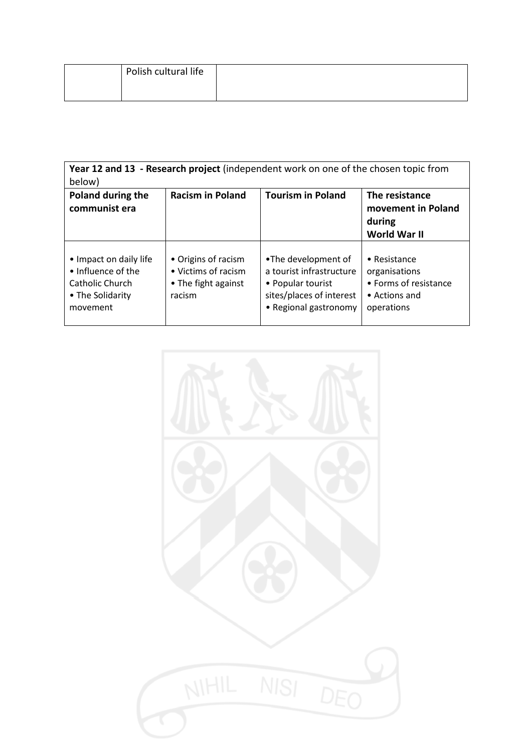| | | |
|---|---|---|
| | Polish cultural life | |

| Year 12 and 13 - Research project (independent work on one of the chosen topic from below) | | | |
|---|---|---|---|
| **Poland during the communist era** | **Racism in Poland** | **Tourism in Poland** | **The resistance movement in Poland during World War II** |
| • Impact on daily life<br>• Influence of the Catholic Church<br>• The Solidarity movement | • Origins of racism<br>• Victims of racism<br>• The fight against racism | •The development of a tourist infrastructure<br>• Popular tourist sites/places of interest<br>• Regional gastronomy | • Resistance organisations<br>• Forms of resistance<br>• Actions and operations |